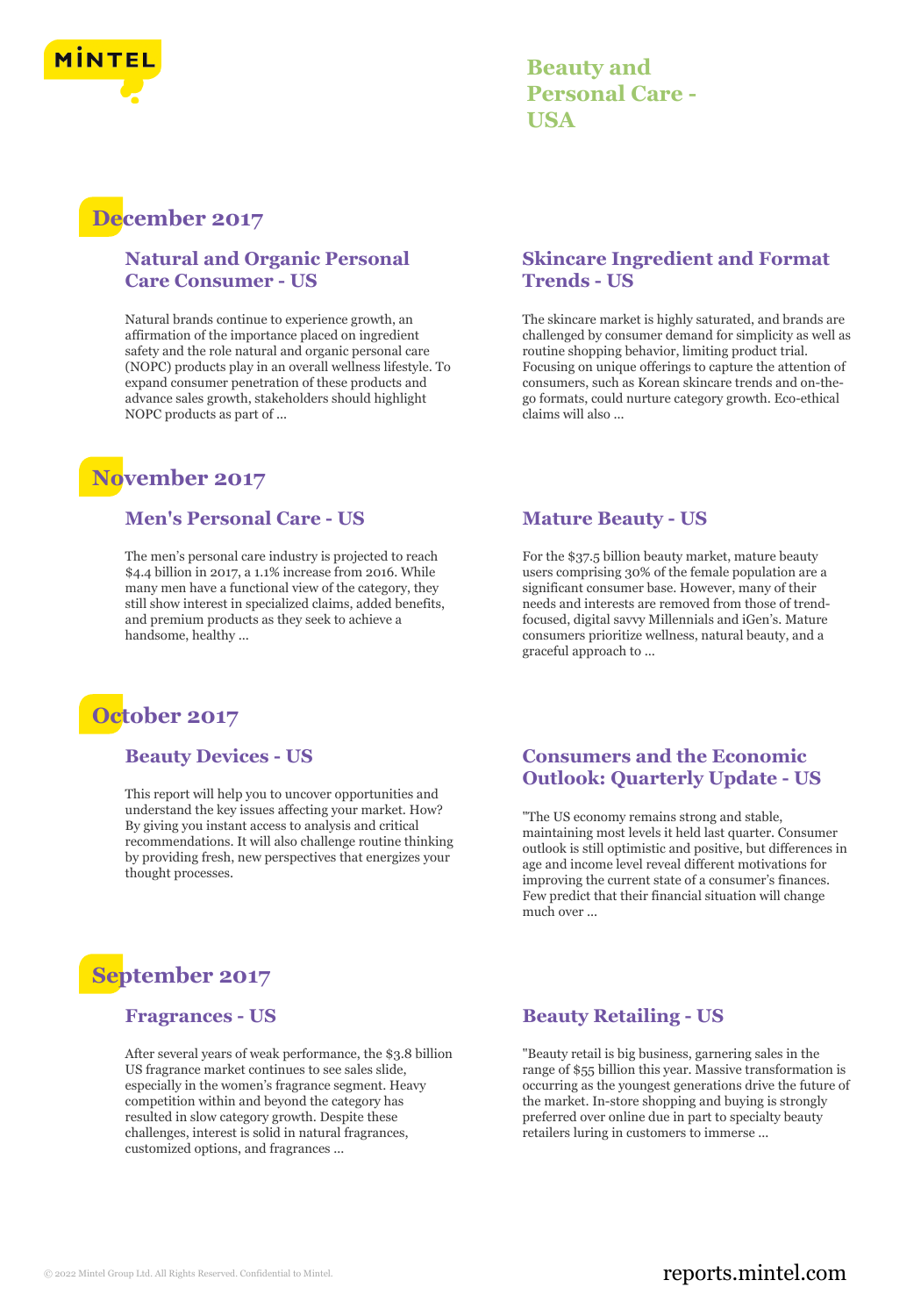# Beauty and Personal Care - USA

## December 2017

### Natural and Organic Personal Care Consumer - US

Natural brands continue to experience growth, an affirmation of the importance placed on ingredient safety and the role natural and organic personal care (NOPC) products play in an overall wellness lifestyle. To expand consumer penetration of these products and advance sales growth, stakeholders should highlight NOPC products as part of ...

### Skincare Ingredient and Format Trends - US

The skincare market is highly saturated, and brands are challenged by consumer demand for simplicity as well as routine shopping behavior, limiting product trial. Focusing on unique offerings to capture the attention of consumers, such as Korean skincare trends and on-the-go formats, could nurture category growth. Eco-ethical claims will also ...

## November 2017

### Men's Personal Care - US

The men's personal care industry is projected to reach $4.4 billion in 2017, a 1.1% increase from 2016. While many men have a functional view of the category, they still show interest in specialized claims, added benefits, and premium products as they seek to achieve a handsome, healthy ...

### Mature Beauty - US

For the $37.5 billion beauty market, mature beauty users comprising 30% of the female population are a significant consumer base. However, many of their needs and interests are removed from those of trend-focused, digital savvy Millennials and iGen's. Mature consumers prioritize wellness, natural beauty, and a graceful approach to ...

## October 2017

### Beauty Devices - US

This report will help you to uncover opportunities and understand the key issues affecting your market. How? By giving you instant access to analysis and critical recommendations. It will also challenge routine thinking by providing fresh, new perspectives that energizes your thought processes.

### Consumers and the Economic Outlook: Quarterly Update - US

"The US economy remains strong and stable, maintaining most levels it held last quarter. Consumer outlook is still optimistic and positive, but differences in age and income level reveal different motivations for improving the current state of a consumer's finances. Few predict that their financial situation will change much over ...

## September 2017

### Fragrances - US

After several years of weak performance, the $3.8 billion US fragrance market continues to see sales slide, especially in the women's fragrance segment. Heavy competition within and beyond the category has resulted in slow category growth. Despite these challenges, interest is solid in natural fragrances, customized options, and fragrances ...

### Beauty Retailing - US

"Beauty retail is big business, garnering sales in the range of $55 billion this year. Massive transformation is occurring as the youngest generations drive the future of the market. In-store shopping and buying is strongly preferred over online due in part to specialty beauty retailers luring in customers to immerse ...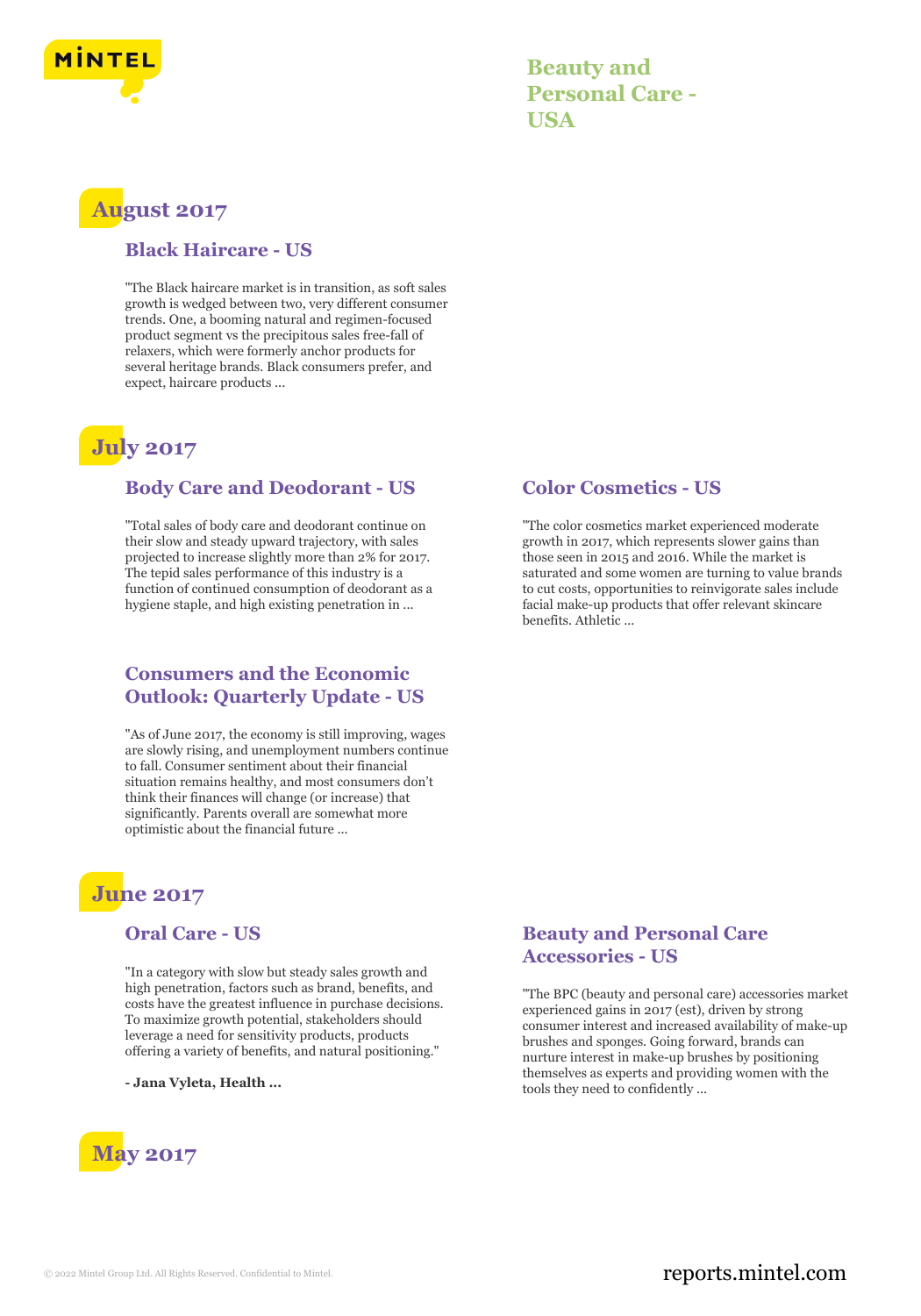# Beauty and Personal Care - USA

## August 2017

### Black Haircare - US

"The Black haircare market is in transition, as soft sales growth is wedged between two, very different consumer trends. One, a booming natural and regimen-focused product segment vs the precipitous sales free-fall of relaxers, which were formerly anchor products for several heritage brands. Black consumers prefer, and expect, haircare products ...

## July 2017

### Body Care and Deodorant - US

"Total sales of body care and deodorant continue on their slow and steady upward trajectory, with sales projected to increase slightly more than 2% for 2017. The tepid sales performance of this industry is a function of continued consumption of deodorant as a hygiene staple, and high existing penetration in ...

### Consumers and the Economic Outlook: Quarterly Update - US

"As of June 2017, the economy is still improving, wages are slowly rising, and unemployment numbers continue to fall. Consumer sentiment about their financial situation remains healthy, and most consumers don't think their finances will change (or increase) that significantly. Parents overall are somewhat more optimistic about the financial future ...

### Color Cosmetics - US

"The color cosmetics market experienced moderate growth in 2017, which represents slower gains than those seen in 2015 and 2016. While the market is saturated and some women are turning to value brands to cut costs, opportunities to reinvigorate sales include facial make-up products that offer relevant skincare benefits. Athletic ...

## June 2017

### Oral Care - US

"In a category with slow but steady sales growth and high penetration, factors such as brand, benefits, and costs have the greatest influence in purchase decisions. To maximize growth potential, stakeholders should leverage a need for sensitivity products, products offering a variety of benefits, and natural positioning."

**- Jana Vyleta, Health ...**

### Beauty and Personal Care Accessories - US

"The BPC (beauty and personal care) accessories market experienced gains in 2017 (est), driven by strong consumer interest and increased availability of make-up brushes and sponges. Going forward, brands can nurture interest in make-up brushes by positioning themselves as experts and providing women with the tools they need to confidently ...

## May 2017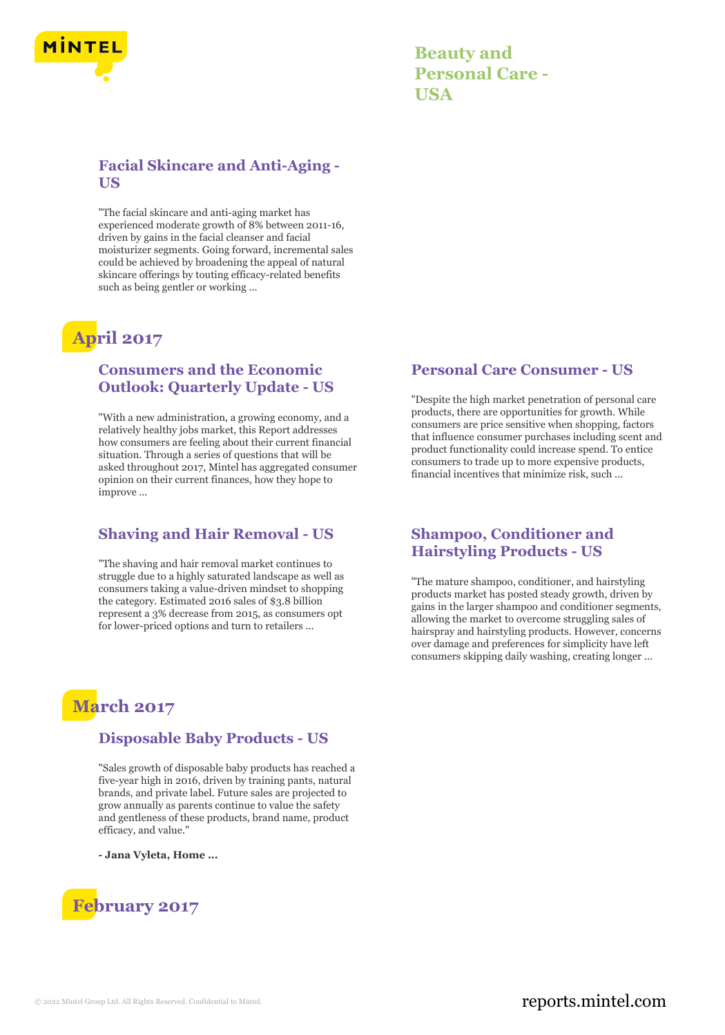### Facial Skincare and Anti-Aging - US

"The facial skincare and anti-aging market has experienced moderate growth of 8% between 2011-16, driven by gains in the facial cleanser and facial moisturizer segments. Going forward, incremental sales could be achieved by broadening the appeal of natural skincare offerings by touting efficacy-related benefits such as being gentler or working ...

## April 2017

### Consumers and the Economic Outlook: Quarterly Update - US

"With a new administration, a growing economy, and a relatively healthy jobs market, this Report addresses how consumers are feeling about their current financial situation. Through a series of questions that will be asked throughout 2017, Mintel has aggregated consumer opinion on their current finances, how they hope to improve ...

### Personal Care Consumer - US

"Despite the high market penetration of personal care products, there are opportunities for growth. While consumers are price sensitive when shopping, factors that influence consumer purchases including scent and product functionality could increase spend. To entice consumers to trade up to more expensive products, financial incentives that minimize risk, such ...

### Shaving and Hair Removal - US

"The shaving and hair removal market continues to struggle due to a highly saturated landscape as well as consumers taking a value-driven mindset to shopping the category. Estimated 2016 sales of $3.8 billion represent a 3% decrease from 2015, as consumers opt for lower-priced options and turn to retailers ...

### Shampoo, Conditioner and Hairstyling Products - US

"The mature shampoo, conditioner, and hairstyling products market has posted steady growth, driven by gains in the larger shampoo and conditioner segments, allowing the market to overcome struggling sales of hairspray and hairstyling products. However, concerns over damage and preferences for simplicity have left consumers skipping daily washing, creating longer ...

## March 2017

### Disposable Baby Products - US

"Sales growth of disposable baby products has reached a five-year high in 2016, driven by training pants, natural brands, and private label. Future sales are projected to grow annually as parents continue to value the safety and gentleness of these products, brand name, product efficacy, and value."

**- Jana Vyleta, Home ...**

## February 2017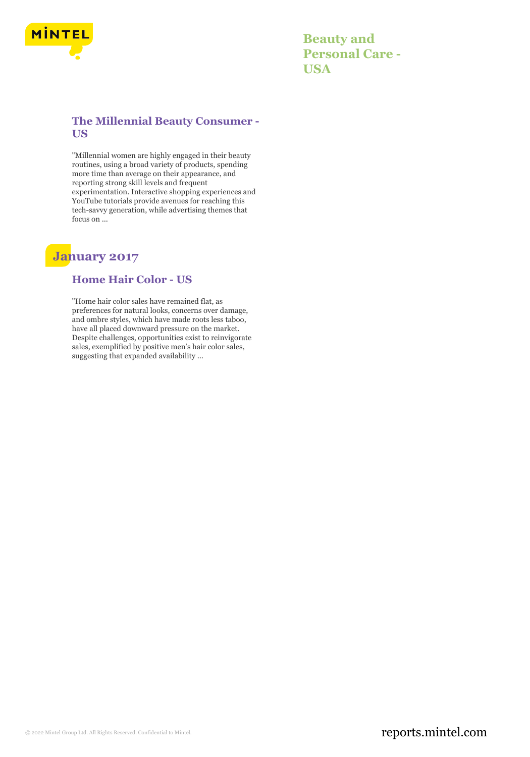### The Millennial Beauty Consumer - US

"Millennial women are highly engaged in their beauty routines, using a broad variety of products, spending more time than average on their appearance, and reporting strong skill levels and frequent experimentation. Interactive shopping experiences and YouTube tutorials provide avenues for reaching this tech-savvy generation, while advertising themes that focus on ...

## January 2017

### Home Hair Color - US

"Home hair color sales have remained flat, as preferences for natural looks, concerns over damage, and ombre styles, which have made roots less taboo, have all placed downward pressure on the market. Despite challenges, opportunities exist to reinvigorate sales, exemplified by positive men's hair color sales, suggesting that expanded availability ...